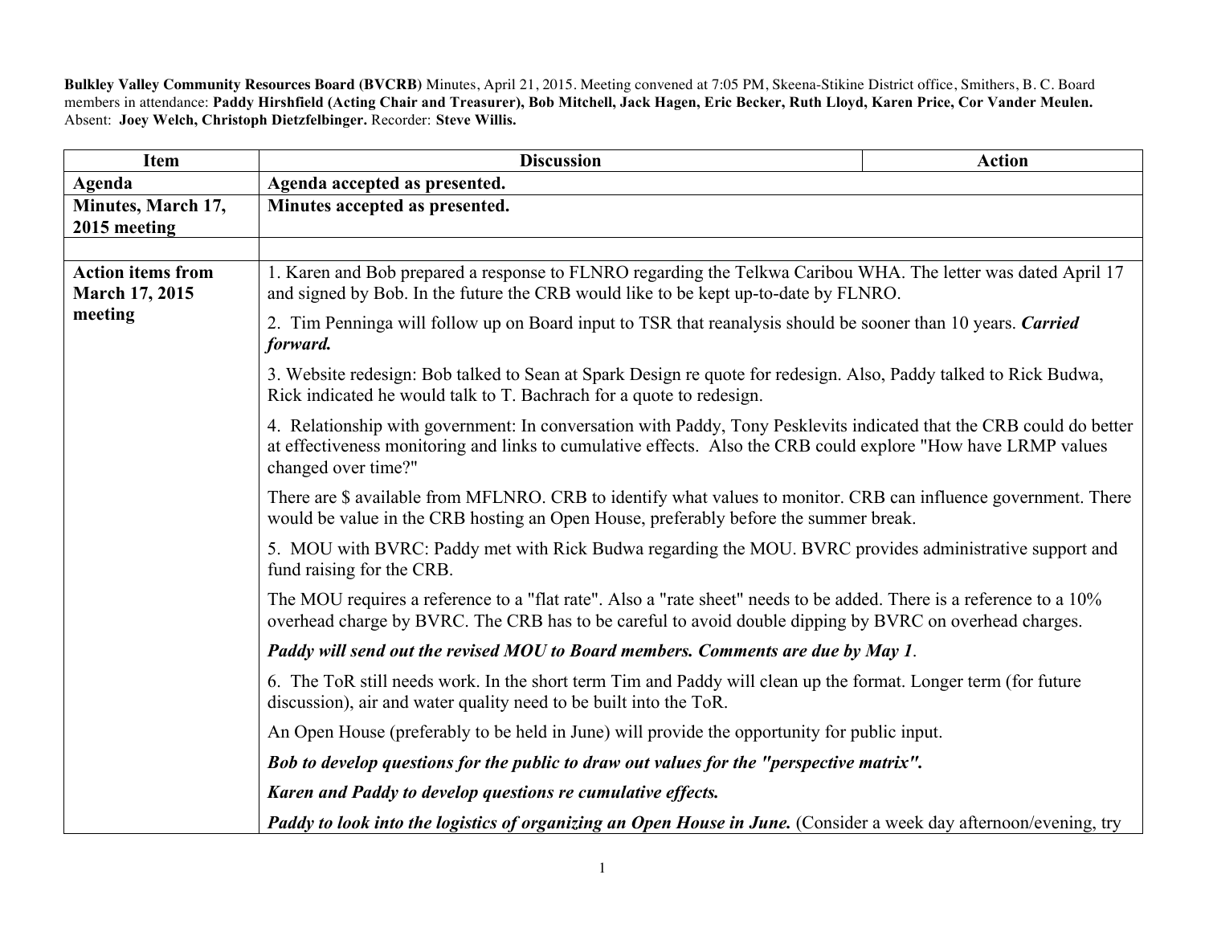**Bulkley Valley Community Resources Board (BVCRB)** Minutes, April 21, 2015. Meeting convened at 7:05 PM, Skeena-Stikine District office, Smithers, B. C. Board members in attendance: **Paddy Hirshfield (Acting Chair and Treasurer), Bob Mitchell, Jack Hagen, Eric Becker, Ruth Lloyd, Karen Price, Cor Vander Meulen.** Absent: **Joey Welch, Christoph Dietzfelbinger.** Recorder: **Steve Willis.**

| Item | Discussion | Action |
|---|---|---|
| **Agenda** | **Agenda accepted as presented.** | |
| **Minutes, March 17, 2015 meeting** | **Minutes accepted as presented.** | |
| | | |
| **Action items from March 17, 2015 meeting** | 1. Karen and Bob prepared a response to FLNRO regarding the Telkwa Caribou WHA. The letter was dated April 17 and signed by Bob. In the future the CRB would like to be kept up-to-date by FLNRO.<br><br>2. Tim Penninga will follow up on Board input to TSR that reanalysis should be sooner than 10 years. ***Carried forward.***<br><br>3. Website redesign: Bob talked to Sean at Spark Design re quote for redesign. Also, Paddy talked to Rick Budwa, Rick indicated he would talk to T. Bachrach for a quote to redesign.<br><br>4. Relationship with government: In conversation with Paddy, Tony Pesklevits indicated that the CRB could do better at effectiveness monitoring and links to cumulative effects. Also the CRB could explore "How have LRMP values changed over time?"<br><br>There are $ available from MFLNRO. CRB to identify what values to monitor. CRB can influence government. There would be value in the CRB hosting an Open House, preferably before the summer break.<br><br>5. MOU with BVRC: Paddy met with Rick Budwa regarding the MOU. BVRC provides administrative support and fund raising for the CRB.<br><br>The MOU requires a reference to a "flat rate". Also a "rate sheet" needs to be added. There is a reference to a 10% overhead charge by BVRC. The CRB has to be careful to avoid double dipping by BVRC on overhead charges.<br><br>***Paddy will send out the revised MOU to Board members. Comments are due by May 1***.<br><br>6. The ToR still needs work. In the short term Tim and Paddy will clean up the format. Longer term (for future discussion), air and water quality need to be built into the ToR.<br><br>An Open House (preferably to be held in June) will provide the opportunity for public input.<br><br>***Bob to develop questions for the public to draw out values for the "perspective matrix".***<br><br>***Karen and Paddy to develop questions re cumulative effects.***<br><br>***Paddy to look into the logistics of organizing an Open House in June.*** (Consider a week day afternoon/evening, try | |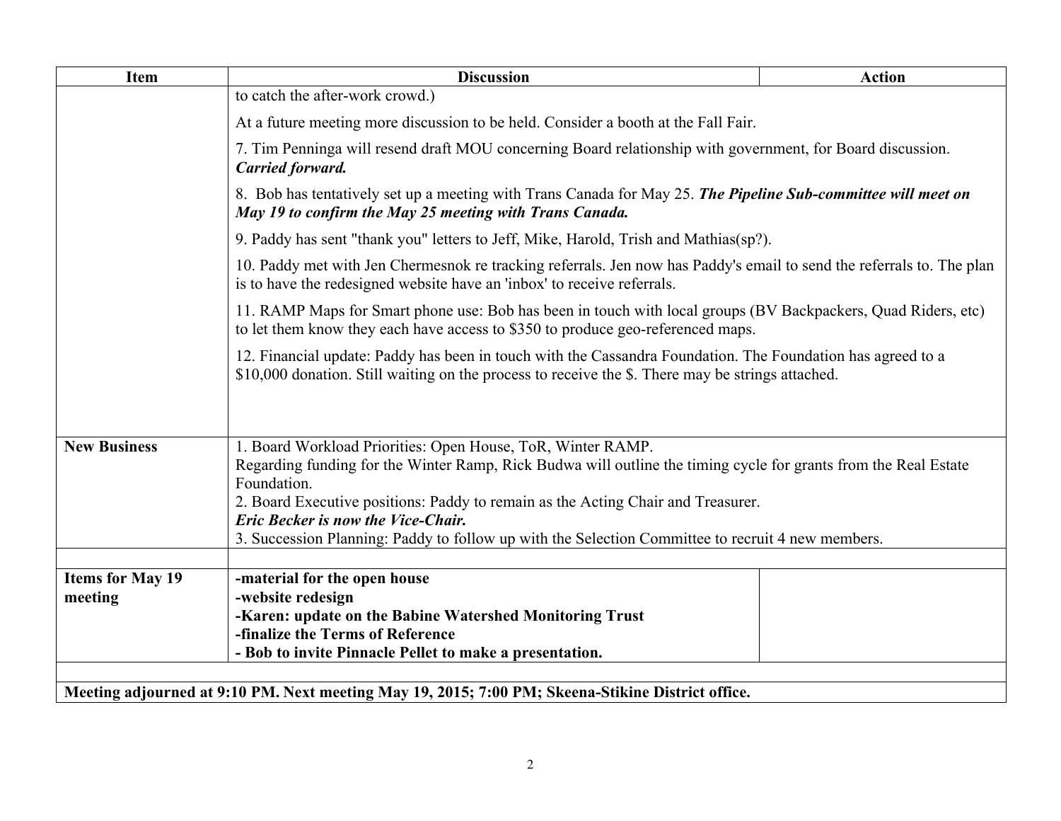| Item | Discussion | Action |
|---|---|---|
| | to catch the after-work crowd.)<br><br>At a future meeting more discussion to be held. Consider a booth at the Fall Fair.<br><br>7. Tim Penninga will resend draft MOU concerning Board relationship with government, for Board discussion. ***Carried forward.***<br><br>8. Bob has tentatively set up a meeting with Trans Canada for May 25. ***The Pipeline Sub-committee will meet on May 19 to confirm the May 25 meeting with Trans Canada.***<br><br>9. Paddy has sent "thank you" letters to Jeff, Mike, Harold, Trish and Mathias(sp?).<br><br>10. Paddy met with Jen Chermesnok re tracking referrals. Jen now has Paddy's email to send the referrals to. The plan is to have the redesigned website have an 'inbox' to receive referrals.<br><br>11. RAMP Maps for Smart phone use: Bob has been in touch with local groups (BV Backpackers, Quad Riders, etc) to let them know they each have access to $350 to produce geo-referenced maps.<br><br>12. Financial update: Paddy has been in touch with the Cassandra Foundation. The Foundation has agreed to a $10,000 donation. Still waiting on the process to receive the $. There may be strings attached. | |
| **New Business** | 1. Board Workload Priorities: Open House, ToR, Winter RAMP.<br>Regarding funding for the Winter Ramp, Rick Budwa will outline the timing cycle for grants from the Real Estate Foundation.<br>2. Board Executive positions: Paddy to remain as the Acting Chair and Treasurer.<br>***Eric Becker is now the Vice-Chair.***<br>3. Succession Planning: Paddy to follow up with the Selection Committee to recruit 4 new members. | |
| | | |
| **Items for May 19 meeting** | **-material for the open house**<br>**-website redesign**<br>**-Karen: update on the Babine Watershed Monitoring Trust**<br>**-finalize the Terms of Reference**<br>**- Bob to invite Pinnacle Pellet to make a presentation.** | |
| | | |
| **Meeting adjourned at 9:10 PM. Next meeting May 19, 2015; 7:00 PM; Skeena-Stikine District office.** | | |